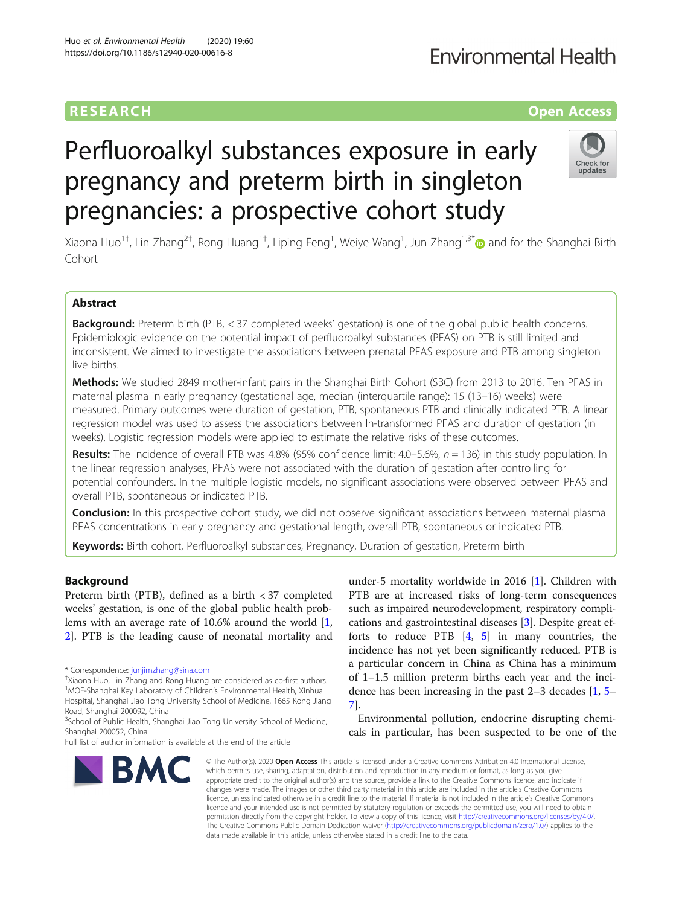RESEARCH

Open Access

# Perfluoroalkyl substances exposure in early pregnancy and preterm birth in singleton pregnancies: a prospective cohort study

Xiaona Huo[1†], Lin Zhang[2†], Rong Huang[1†], Liping Feng[1], Weiye Wang[1], Jun Zhang[1,3*] and for the Shanghai Birth Cohort

## Abstract

**Background:** Preterm birth (PTB, < 37 completed weeks' gestation) is one of the global public health concerns. Epidemiologic evidence on the potential impact of perfluoroalkyl substances (PFAS) on PTB is still limited and inconsistent. We aimed to investigate the associations between prenatal PFAS exposure and PTB among singleton live births.

**Methods:** We studied 2849 mother-infant pairs in the Shanghai Birth Cohort (SBC) from 2013 to 2016. Ten PFAS in maternal plasma in early pregnancy (gestational age, median (interquartile range): 15 (13–16) weeks) were measured. Primary outcomes were duration of gestation, PTB, spontaneous PTB and clinically indicated PTB. A linear regression model was used to assess the associations between ln-transformed PFAS and duration of gestation (in weeks). Logistic regression models were applied to estimate the relative risks of these outcomes.

**Results:** The incidence of overall PTB was 4.8% (95% confidence limit: 4.0–5.6%, *n* = 136) in this study population. In the linear regression analyses, PFAS were not associated with the duration of gestation after controlling for potential confounders. In the multiple logistic models, no significant associations were observed between PFAS and overall PTB, spontaneous or indicated PTB.

**Conclusion:** In this prospective cohort study, we did not observe significant associations between maternal plasma PFAS concentrations in early pregnancy and gestational length, overall PTB, spontaneous or indicated PTB.

**Keywords:** Birth cohort, Perfluoroalkyl substances, Pregnancy, Duration of gestation, Preterm birth

## Background

Preterm birth (PTB), defined as a birth < 37 completed weeks' gestation, is one of the global public health problems with an average rate of 10.6% around the world [1, 2]. PTB is the leading cause of neonatal mortality and under-5 mortality worldwide in 2016 [1]. Children with PTB are at increased risks of long-term consequences such as impaired neurodevelopment, respiratory complications and gastrointestinal diseases [3]. Despite great efforts to reduce PTB [4, 5] in many countries, the incidence has not yet been significantly reduced. PTB is a particular concern in China as China has a minimum of 1–1.5 million preterm births each year and the incidence has been increasing in the past 2–3 decades [1, 5–7].

Environmental pollution, endocrine disrupting chemicals in particular, has been suspected to be one of the

\* Correspondence: junjimzhang@sina.com
†Xiaona Huo, Lin Zhang and Rong Huang are considered as co-first authors.
[1]MOE-Shanghai Key Laboratory of Children's Environmental Health, Xinhua Hospital, Shanghai Jiao Tong University School of Medicine, 1665 Kong Jiang Road, Shanghai 200092, China
[3]School of Public Health, Shanghai Jiao Tong University School of Medicine, Shanghai 200052, China
Full list of author information is available at the end of the article

© The Author(s). 2020 **Open Access** This article is licensed under a Creative Commons Attribution 4.0 International License, which permits use, sharing, adaptation, distribution and reproduction in any medium or format, as long as you give appropriate credit to the original author(s) and the source, provide a link to the Creative Commons licence, and indicate if changes were made. The images or other third party material in this article are included in the article's Creative Commons licence, unless indicated otherwise in a credit line to the material. If material is not included in the article's Creative Commons licence and your intended use is not permitted by statutory regulation or exceeds the permitted use, you will need to obtain permission directly from the copyright holder. To view a copy of this licence, visit http://creativecommons.org/licenses/by/4.0/. The Creative Commons Public Domain Dedication waiver (http://creativecommons.org/publicdomain/zero/1.0/) applies to the data made available in this article, unless otherwise stated in a credit line to the data.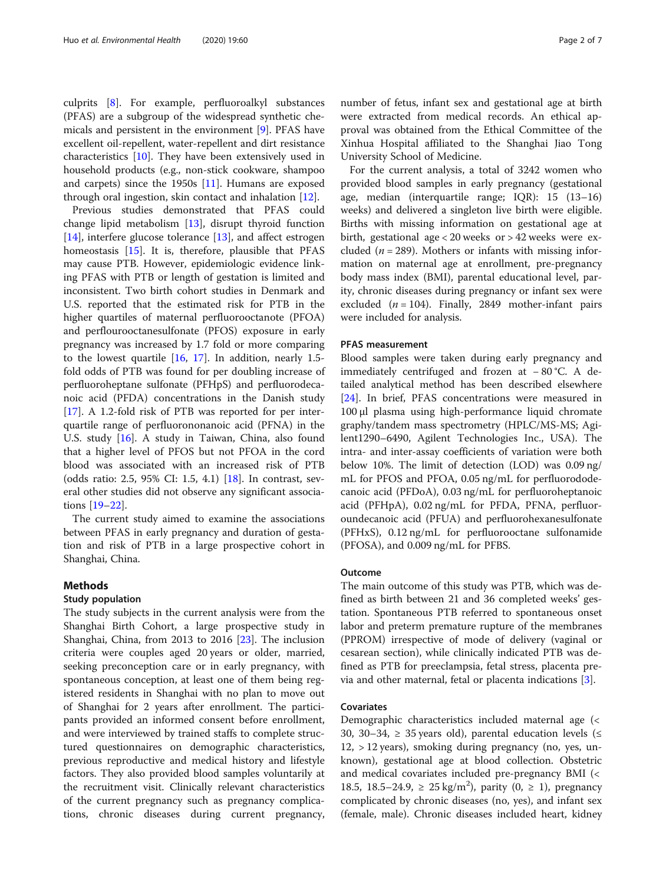culprits [8]. For example, perfluoroalkyl substances (PFAS) are a subgroup of the widespread synthetic chemicals and persistent in the environment [9]. PFAS have excellent oil-repellent, water-repellent and dirt resistance characteristics [10]. They have been extensively used in household products (e.g., non-stick cookware, shampoo and carpets) since the 1950s [11]. Humans are exposed through oral ingestion, skin contact and inhalation [12].

Previous studies demonstrated that PFAS could change lipid metabolism [13], disrupt thyroid function [14], interfere glucose tolerance [13], and affect estrogen homeostasis [15]. It is, therefore, plausible that PFAS may cause PTB. However, epidemiologic evidence linking PFAS with PTB or length of gestation is limited and inconsistent. Two birth cohort studies in Denmark and U.S. reported that the estimated risk for PTB in the higher quartiles of maternal perfluorooctanote (PFOA) and perflourooctanesulfonate (PFOS) exposure in early pregnancy was increased by 1.7 fold or more comparing to the lowest quartile [16, 17]. In addition, nearly 1.5-fold odds of PTB was found for per doubling increase of perfluoroheptane sulfonate (PFHpS) and perfluorodecanoic acid (PFDA) concentrations in the Danish study [17]. A 1.2-fold risk of PTB was reported for per interquartile range of perfluorononanoic acid (PFNA) in the U.S. study [16]. A study in Taiwan, China, also found that a higher level of PFOS but not PFOA in the cord blood was associated with an increased risk of PTB (odds ratio: 2.5, 95% CI: 1.5, 4.1) [18]. In contrast, several other studies did not observe any significant associations [19–22].

The current study aimed to examine the associations between PFAS in early pregnancy and duration of gestation and risk of PTB in a large prospective cohort in Shanghai, China.

## Methods

### Study population

The study subjects in the current analysis were from the Shanghai Birth Cohort, a large prospective study in Shanghai, China, from 2013 to 2016 [23]. The inclusion criteria were couples aged 20 years or older, married, seeking preconception care or in early pregnancy, with spontaneous conception, at least one of them being registered residents in Shanghai with no plan to move out of Shanghai for 2 years after enrollment. The participants provided an informed consent before enrollment, and were interviewed by trained staffs to complete structured questionnaires on demographic characteristics, previous reproductive and medical history and lifestyle factors. They also provided blood samples voluntarily at the recruitment visit. Clinically relevant characteristics of the current pregnancy such as pregnancy complications, chronic diseases during current pregnancy, number of fetus, infant sex and gestational age at birth were extracted from medical records. An ethical approval was obtained from the Ethical Committee of the Xinhua Hospital affiliated to the Shanghai Jiao Tong University School of Medicine.

For the current analysis, a total of 3242 women who provided blood samples in early pregnancy (gestational age, median (interquartile range; IQR): 15 (13–16) weeks) and delivered a singleton live birth were eligible. Births with missing information on gestational age at birth, gestational age < 20 weeks or > 42 weeks were excluded ($n = 289$). Mothers or infants with missing information on maternal age at enrollment, pre-pregnancy body mass index (BMI), parental educational level, parity, chronic diseases during pregnancy or infant sex were excluded ($n = 104$). Finally, 2849 mother-infant pairs were included for analysis.

### PFAS measurement

Blood samples were taken during early pregnancy and immediately centrifuged and frozen at − 80 °C. A detailed analytical method has been described elsewhere [24]. In brief, PFAS concentrations were measured in 100 μl plasma using high-performance liquid chromatography/tandem mass spectrometry (HPLC/MS-MS; Agilent1290–6490, Agilent Technologies Inc., USA). The intra- and inter-assay coefficients of variation were both below 10%. The limit of detection (LOD) was 0.09 ng/mL for PFOS and PFOA, 0.05 ng/mL for perfluorododecanoic acid (PFDoA), 0.03 ng/mL for perfluoroheptanoic acid (PFHpA), 0.02 ng/mL for PFDA, PFNA, perfluoroundecanoic acid (PFUA) and perfluorohexanesulfonate (PFHxS), 0.12 ng/mL for perfluorooctane sulfonamide (PFOSA), and 0.009 ng/mL for PFBS.

### Outcome

The main outcome of this study was PTB, which was defined as birth between 21 and 36 completed weeks' gestation. Spontaneous PTB referred to spontaneous onset labor and preterm premature rupture of the membranes (PPROM) irrespective of mode of delivery (vaginal or cesarean section), while clinically indicated PTB was defined as PTB for preeclampsia, fetal stress, placenta previa and other maternal, fetal or placenta indications [3].

### Covariates

Demographic characteristics included maternal age (< 30, 30–34, ≥ 35 years old), parental education levels (≤ 12, > 12 years), smoking during pregnancy (no, yes, unknown), gestational age at blood collection. Obstetric and medical covariates included pre-pregnancy BMI (< 18.5, 18.5–24.9, ≥ 25 kg/m$^2$), parity (0, ≥ 1), pregnancy complicated by chronic diseases (no, yes), and infant sex (female, male). Chronic diseases included heart, kidney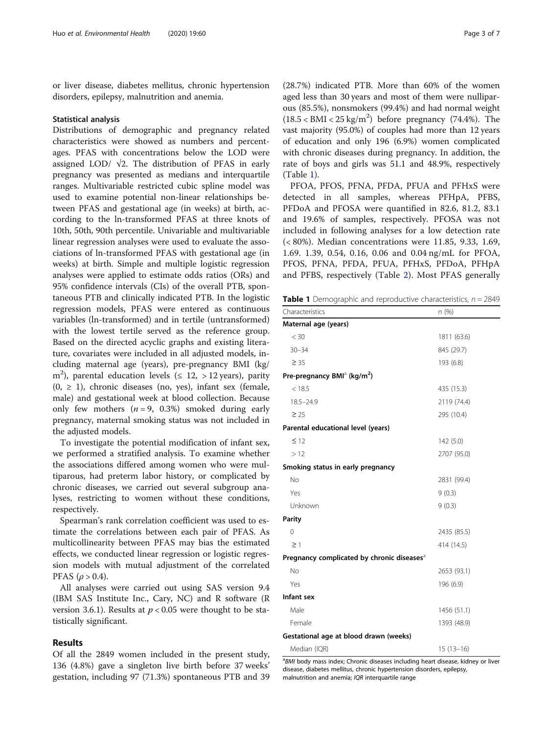or liver disease, diabetes mellitus, chronic hypertension disorders, epilepsy, malnutrition and anemia.

### Statistical analysis

Distributions of demographic and pregnancy related characteristics were showed as numbers and percentages. PFAS with concentrations below the LOD were assigned LOD/ √2. The distribution of PFAS in early pregnancy was presented as medians and interquartile ranges. Multivariable restricted cubic spline model was used to examine potential non-linear relationships between PFAS and gestational age (in weeks) at birth, according to the ln-transformed PFAS at three knots of 10th, 50th, 90th percentile. Univariable and multivariable linear regression analyses were used to evaluate the associations of ln-transformed PFAS with gestational age (in weeks) at birth. Simple and multiple logistic regression analyses were applied to estimate odds ratios (ORs) and 95% confidence intervals (CIs) of the overall PTB, spontaneous PTB and clinically indicated PTB. In the logistic regression models, PFAS were entered as continuous variables (ln-transformed) and in tertile (untransformed) with the lowest tertile served as the reference group. Based on the directed acyclic graphs and existing literature, covariates were included in all adjusted models, including maternal age (years), pre-pregnancy BMI (kg/m$^2$), parental education levels (≤ 12, > 12 years), parity (0, ≥ 1), chronic diseases (no, yes), infant sex (female, male) and gestational week at blood collection. Because only few mothers ($n = 9$, 0.3%) smoked during early pregnancy, maternal smoking status was not included in the adjusted models.

To investigate the potential modification of infant sex, we performed a stratified analysis. To examine whether the associations differed among women who were multiparous, had preterm labor history, or complicated by chronic diseases, we carried out several subgroup analyses, restricting to women without these conditions, respectively.

Spearman's rank correlation coefficient was used to estimate the correlations between each pair of PFAS. As multicollinearity between PFAS may bias the estimated effects, we conducted linear regression or logistic regression models with mutual adjustment of the correlated PFAS ($\rho > 0.4$).

All analyses were carried out using SAS version 9.4 (IBM SAS Institute Inc., Cary, NC) and R software (R version 3.6.1). Results at $p < 0.05$ were thought to be statistically significant.

## Results

Of all the 2849 women included in the present study, 136 (4.8%) gave a singleton live birth before 37 weeks' gestation, including 97 (71.3%) spontaneous PTB and 39 (28.7%) indicated PTB. More than 60% of the women aged less than 30 years and most of them were nulliparous (85.5%), nonsmokers (99.4%) and had normal weight ($18.5 < \text{BMI} < 25\ \text{kg/m}^2$) before pregnancy (74.4%). The vast majority (95.0%) of couples had more than 12 years of education and only 196 (6.9%) women complicated with chronic diseases during pregnancy. In addition, the rate of boys and girls was 51.1 and 48.9%, respectively (Table 1).

PFOA, PFOS, PFNA, PFDA, PFUA and PFHxS were detected in all samples, whereas PFHpA, PFBS, PFDoA and PFOSA were quantified in 82.6, 81.2, 83.1 and 19.6% of samples, respectively. PFOSA was not included in following analyses for a low detection rate (< 80%). Median concentrations were 11.85, 9.33, 1.69, 1.69. 1.39, 0.54, 0.16, 0.06 and 0.04 ng/mL for PFOA, PFOS, PFNA, PFDA, PFUA, PFHxS, PFDoA, PFHpA and PFBS, respectively (Table 2). Most PFAS generally

**Table 1** Demographic and reproductive characteristics, $n = 2849$

| Characteristics | n (%) |
|---|---|
| **Maternal age (years)** | |
| < 30 | 1811 (63.6) |
| 30–34 | 845 (29.7) |
| ≥ 35 | 193 (6.8) |
| **Pre-pregnancy BMI[a] (kg/m$^2$)** | |
| < 18.5 | 435 (15.3) |
| 18.5–24.9 | 2119 (74.4) |
| ≥ 25 | 295 (10.4) |
| **Parental educational level (years)** | |
| ≤ 12 | 142 (5.0) |
| > 12 | 2707 (95.0) |
| **Smoking status in early pregnancy** | |
| No | 2831 (99.4) |
| Yes | 9 (0.3) |
| Unknown | 9 (0.3) |
| **Parity** | |
| 0 | 2435 (85.5) |
| ≥ 1 | 414 (14.5) |
| **Pregnancy complicated by chronic diseases[a]** | |
| No | 2653 (93.1) |
| Yes | 196 (6.9) |
| **Infant sex** | |
| Male | 1456 (51.1) |
| Female | 1393 (48.9) |
| **Gestational age at blood drawn (weeks)** | |
| Median (IQR) | 15 (13–16) |

[a]*BMI* body mass index; Chronic diseases including heart disease, kidney or liver disease, diabetes mellitus, chronic hypertension disorders, epilepsy, malnutrition and anemia; *IQR* interquartile range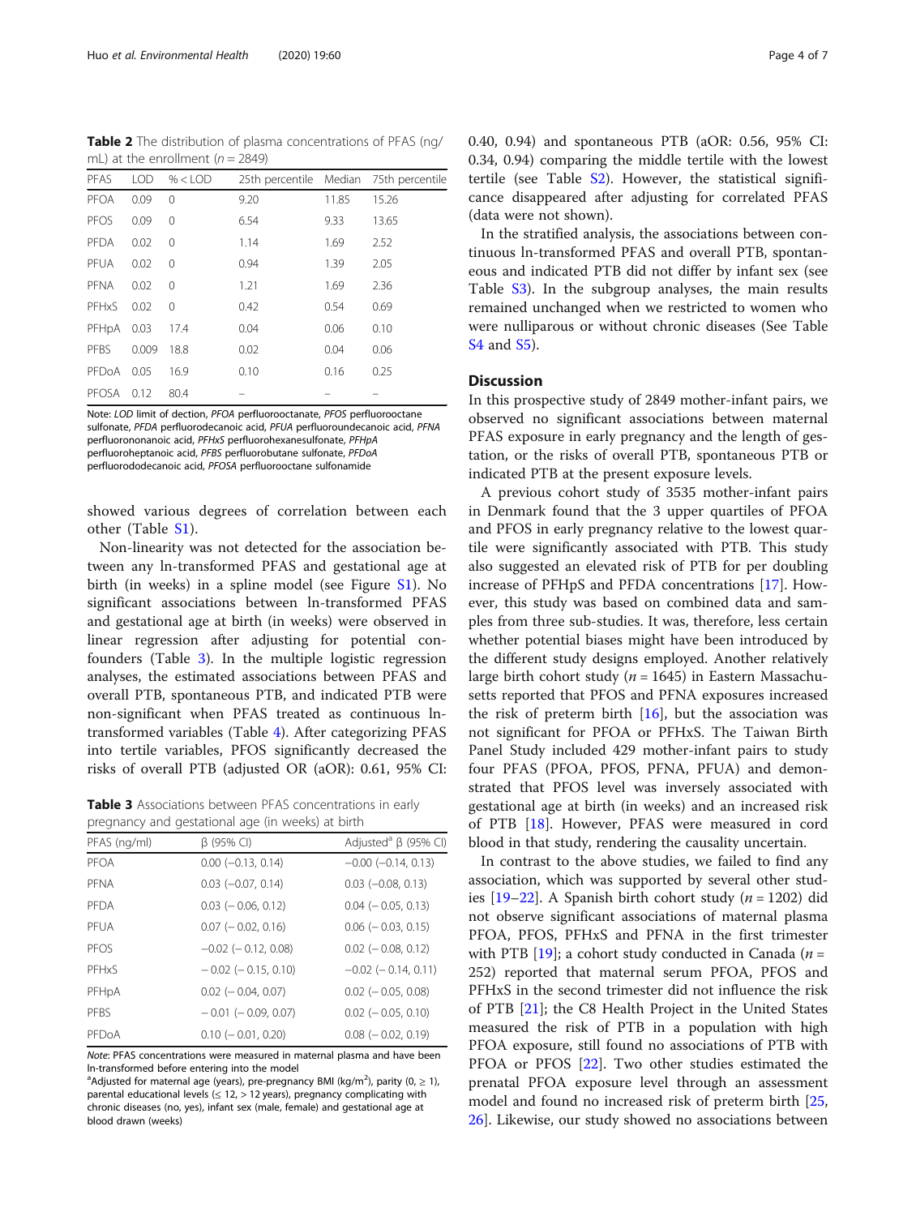**Table 2** The distribution of plasma concentrations of PFAS (ng/mL) at the enrollment ($n = 2849$)

| PFAS | LOD | % < LOD | 25th percentile | Median | 75th percentile |
|---|---|---|---|---|---|
| PFOA | 0.09 | 0 | 9.20 | 11.85 | 15.26 |
| PFOS | 0.09 | 0 | 6.54 | 9.33 | 13.65 |
| PFDA | 0.02 | 0 | 1.14 | 1.69 | 2.52 |
| PFUA | 0.02 | 0 | 0.94 | 1.39 | 2.05 |
| PFNA | 0.02 | 0 | 1.21 | 1.69 | 2.36 |
| PFHxS | 0.02 | 0 | 0.42 | 0.54 | 0.69 |
| PFHpA | 0.03 | 17.4 | 0.04 | 0.06 | 0.10 |
| PFBS | 0.009 | 18.8 | 0.02 | 0.04 | 0.06 |
| PFDoA | 0.05 | 16.9 | 0.10 | 0.16 | 0.25 |
| PFOSA | 0.12 | 80.4 | – | – | – |

Note: *LOD* limit of dection, *PFOA* perfluorooctanate, *PFOS* perfluorooctane sulfonate, *PFDA* perfluorodecanoic acid, *PFUA* perfluoroundecanoic acid, *PFNA* perfluorononanoic acid, *PFHxS* perfluorohexanesulfonate, *PFHpA* perfluoroheptanoic acid, *PFBS* perfluorobutane sulfonate, *PFDoA* perfluorododecanoic acid, *PFOSA* perfluorooctane sulfonamide

showed various degrees of correlation between each other (Table S1).

Non-linearity was not detected for the association between any ln-transformed PFAS and gestational age at birth (in weeks) in a spline model (see Figure S1). No significant associations between ln-transformed PFAS and gestational age at birth (in weeks) were observed in linear regression after adjusting for potential confounders (Table 3). In the multiple logistic regression analyses, the estimated associations between PFAS and overall PTB, spontaneous PTB, and indicated PTB were non-significant when PFAS treated as continuous ln-transformed variables (Table 4). After categorizing PFAS into tertile variables, PFOS significantly decreased the risks of overall PTB (adjusted OR (aOR): 0.61, 95% CI: 0.40, 0.94) and spontaneous PTB (aOR: 0.56, 95% CI: 0.34, 0.94) comparing the middle tertile with the lowest tertile (see Table S2). However, the statistical significance disappeared after adjusting for correlated PFAS (data were not shown).

**Table 3** Associations between PFAS concentrations in early pregnancy and gestational age (in weeks) at birth

| PFAS (ng/ml) | β (95% CI) | Adjusted[a] β (95% CI) |
|---|---|---|
| PFOA | 0.00 (−0.13, 0.14) | −0.00 (−0.14, 0.13) |
| PFNA | 0.03 (−0.07, 0.14) | 0.03 (−0.08, 0.13) |
| PFDA | 0.03 (− 0.06, 0.12) | 0.04 (− 0.05, 0.13) |
| PFUA | 0.07 (− 0.02, 0.16) | 0.06 (− 0.03, 0.15) |
| PFOS | −0.02 (− 0.12, 0.08) | 0.02 (− 0.08, 0.12) |
| PFHxS | − 0.02 (− 0.15, 0.10) | −0.02 (− 0.14, 0.11) |
| PFHpA | 0.02 (− 0.04, 0.07) | 0.02 (− 0.05, 0.08) |
| PFBS | − 0.01 (− 0.09, 0.07) | 0.02 (− 0.05, 0.10) |
| PFDoA | 0.10 (− 0.01, 0.20) | 0.08 (− 0.02, 0.19) |

*Note*: PFAS concentrations were measured in maternal plasma and have been ln-transformed before entering into the model

[a]Adjusted for maternal age (years), pre-pregnancy BMI (kg/m$^2$), parity (0, ≥ 1), parental educational levels (≤ 12, > 12 years), pregnancy complicating with chronic diseases (no, yes), infant sex (male, female) and gestational age at blood drawn (weeks)

In the stratified analysis, the associations between continuous ln-transformed PFAS and overall PTB, spontaneous and indicated PTB did not differ by infant sex (see Table S3). In the subgroup analyses, the main results remained unchanged when we restricted to women who were nulliparous or without chronic diseases (See Table S4 and S5).

## Discussion

In this prospective study of 2849 mother-infant pairs, we observed no significant associations between maternal PFAS exposure in early pregnancy and the length of gestation, or the risks of overall PTB, spontaneous PTB or indicated PTB at the present exposure levels.

A previous cohort study of 3535 mother-infant pairs in Denmark found that the 3 upper quartiles of PFOA and PFOS in early pregnancy relative to the lowest quartile were significantly associated with PTB. This study also suggested an elevated risk of PTB for per doubling increase of PFHpS and PFDA concentrations [17]. However, this study was based on combined data and samples from three sub-studies. It was, therefore, less certain whether potential biases might have been introduced by the different study designs employed. Another relatively large birth cohort study ($n = 1645$) in Eastern Massachusetts reported that PFOS and PFNA exposures increased the risk of preterm birth [16], but the association was not significant for PFOA or PFHxS. The Taiwan Birth Panel Study included 429 mother-infant pairs to study four PFAS (PFOA, PFOS, PFNA, PFUA) and demonstrated that PFOS level was inversely associated with gestational age at birth (in weeks) and an increased risk of PTB [18]. However, PFAS were measured in cord blood in that study, rendering the causality uncertain.

In contrast to the above studies, we failed to find any association, which was supported by several other studies [19–22]. A Spanish birth cohort study ($n = 1202$) did not observe significant associations of maternal plasma PFOA, PFOS, PFHxS and PFNA in the first trimester with PTB [19]; a cohort study conducted in Canada ($n = 252$) reported that maternal serum PFOA, PFOS and PFHxS in the second trimester did not influence the risk of PTB [21]; the C8 Health Project in the United States measured the risk of PTB in a population with high PFOA exposure, still found no associations of PTB with PFOA or PFOS [22]. Two other studies estimated the prenatal PFOA exposure level through an assessment model and found no increased risk of preterm birth [25, 26]. Likewise, our study showed no associations between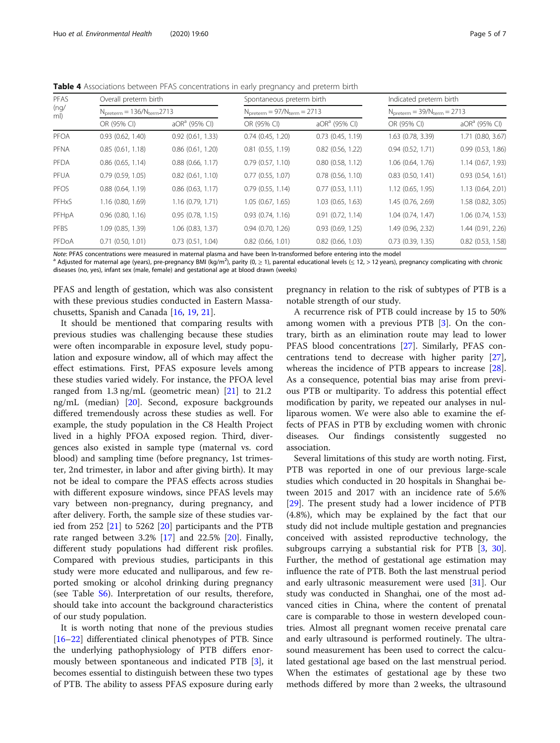**Table 4** Associations between PFAS concentrations in early pregnancy and preterm birth

| PFAS (ng/ml) | Overall preterm birth | | Spontaneous preterm birth | | Indicated preterm birth | |
|---|---|---|---|---|---|---|
| | $N_{preterm} = 136/N_{term}$2713 | | $N_{preterm} = 97/N_{term} = 2713$ | | $N_{preterm} = 39/N_{term} = 2713$ | |
| | OR (95% CI) | aOR[a] (95% CI) | OR (95% CI) | aOR[a] (95% CI) | OR (95% CI) | aOR[a] (95% CI) |
| PFOA | 0.93 (0.62, 1.40) | 0.92 (0.61, 1.33) | 0.74 (0.45, 1.20) | 0.73 (0.45, 1.19) | 1.63 (0.78, 3.39) | 1.71 (0.80, 3.67) |
| PFNA | 0.85 (0.61, 1.18) | 0.86 (0.61, 1.20) | 0.81 (0.55, 1.19) | 0.82 (0.56, 1.22) | 0.94 (0.52, 1.71) | 0.99 (0.53, 1.86) |
| PFDA | 0.86 (0.65, 1.14) | 0.88 (0.66, 1.17) | 0.79 (0.57, 1.10) | 0.80 (0.58, 1.12) | 1.06 (0.64, 1.76) | 1.14 (0.67, 1.93) |
| PFUA | 0.79 (0.59, 1.05) | 0.82 (0.61, 1.10) | 0.77 (0.55, 1.07) | 0.78 (0.56, 1.10) | 0.83 (0.50, 1.41) | 0.93 (0.54, 1.61) |
| PFOS | 0.88 (0.64, 1.19) | 0.86 (0.63, 1.17) | 0.79 (0.55, 1.14) | 0.77 (0.53, 1.11) | 1.12 (0.65, 1.95) | 1.13 (0.64, 2.01) |
| PFHxS | 1.16 (0.80, 1.69) | 1.16 (0.79, 1.71) | 1.05 (0.67, 1.65) | 1.03 (0.65, 1.63) | 1.45 (0.76, 2.69) | 1.58 (0.82, 3.05) |
| PFHpA | 0.96 (0.80, 1.16) | 0.95 (0.78, 1.15) | 0.93 (0.74, 1.16) | 0.91 (0.72, 1.14) | 1.04 (0.74, 1.47) | 1.06 (0.74, 1.53) |
| PFBS | 1.09 (0.85, 1.39) | 1.06 (0.83, 1.37) | 0.94 (0.70, 1.26) | 0.93 (0.69, 1.25) | 1.49 (0.96, 2.32) | 1.44 (0.91, 2.26) |
| PFDoA | 0.71 (0.50, 1.01) | 0.73 (0.51, 1.04) | 0.82 (0.66, 1.01) | 0.82 (0.66, 1.03) | 0.73 (0.39, 1.35) | 0.82 (0.53, 1.58) |

*Note*: PFAS concentrations were measured in maternal plasma and have been ln-transformed before entering into the model
[a] Adjusted for maternal age (years), pre-pregnancy BMI (kg/m$^2$), parity (0, ≥ 1), parental educational levels (≤ 12, > 12 years), pregnancy complicating with chronic diseases (no, yes), infant sex (male, female) and gestational age at blood drawn (weeks)

PFAS and length of gestation, which was also consistent with these previous studies conducted in Eastern Massachusetts, Spanish and Canada [16, 19, 21].

It should be mentioned that comparing results with previous studies was challenging because these studies were often incomparable in exposure level, study population and exposure window, all of which may affect the effect estimations. First, PFAS exposure levels among these studies varied widely. For instance, the PFOA level ranged from 1.3 ng/mL (geometric mean) [21] to 21.2 ng/mL (median) [20]. Second, exposure backgrounds differed tremendously across these studies as well. For example, the study population in the C8 Health Project lived in a highly PFOA exposed region. Third, divergences also existed in sample type (maternal vs. cord blood) and sampling time (before pregnancy, 1st trimester, 2nd trimester, in labor and after giving birth). It may not be ideal to compare the PFAS effects across studies with different exposure windows, since PFAS levels may vary between non-pregnancy, during pregnancy, and after delivery. Forth, the sample size of these studies varied from 252 [21] to 5262 [20] participants and the PTB rate ranged between 3.2% [17] and 22.5% [20]. Finally, different study populations had different risk profiles. Compared with previous studies, participants in this study were more educated and nulliparous, and few reported smoking or alcohol drinking during pregnancy (see Table S6). Interpretation of our results, therefore, should take into account the background characteristics of our study population.

It is worth noting that none of the previous studies [16–22] differentiated clinical phenotypes of PTB. Since the underlying pathophysiology of PTB differs enormously between spontaneous and indicated PTB [3], it becomes essential to distinguish between these two types of PTB. The ability to assess PFAS exposure during early pregnancy in relation to the risk of subtypes of PTB is a notable strength of our study.

A recurrence risk of PTB could increase by 15 to 50% among women with a previous PTB [3]. On the contrary, birth as an elimination route may lead to lower PFAS blood concentrations [27]. Similarly, PFAS concentrations tend to decrease with higher parity [27], whereas the incidence of PTB appears to increase [28]. As a consequence, potential bias may arise from previous PTB or multiparity. To address this potential effect modification by parity, we repeated our analyses in nulliparous women. We were also able to examine the effects of PFAS in PTB by excluding women with chronic diseases. Our findings consistently suggested no association.

Several limitations of this study are worth noting. First, PTB was reported in one of our previous large-scale studies which conducted in 20 hospitals in Shanghai between 2015 and 2017 with an incidence rate of 5.6% [29]. The present study had a lower incidence of PTB (4.8%), which may be explained by the fact that our study did not include multiple gestation and pregnancies conceived with assisted reproductive technology, the subgroups carrying a substantial risk for PTB [3, 30]. Further, the method of gestational age estimation may influence the rate of PTB. Both the last menstrual period and early ultrasonic measurement were used [31]. Our study was conducted in Shanghai, one of the most advanced cities in China, where the content of prenatal care is comparable to those in western developed countries. Almost all pregnant women receive prenatal care and early ultrasound is performed routinely. The ultrasound measurement has been used to correct the calculated gestational age based on the last menstrual period. When the estimates of gestational age by these two methods differed by more than 2 weeks, the ultrasound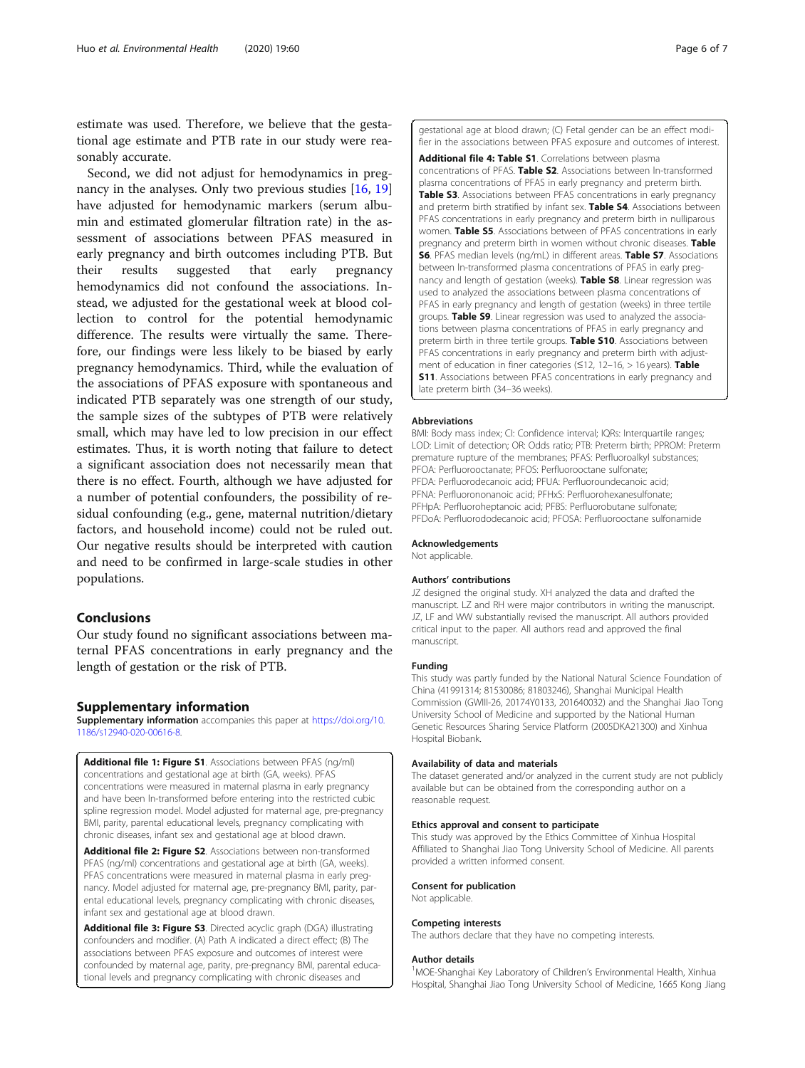estimate was used. Therefore, we believe that the gestational age estimate and PTB rate in our study were reasonably accurate.

Second, we did not adjust for hemodynamics in pregnancy in the analyses. Only two previous studies [16, 19] have adjusted for hemodynamic markers (serum albumin and estimated glomerular filtration rate) in the assessment of associations between PFAS measured in early pregnancy and birth outcomes including PTB. But their results suggested that early pregnancy hemodynamics did not confound the associations. Instead, we adjusted for the gestational week at blood collection to control for the potential hemodynamic difference. The results were virtually the same. Therefore, our findings were less likely to be biased by early pregnancy hemodynamics. Third, while the evaluation of the associations of PFAS exposure with spontaneous and indicated PTB separately was one strength of our study, the sample sizes of the subtypes of PTB were relatively small, which may have led to low precision in our effect estimates. Thus, it is worth noting that failure to detect a significant association does not necessarily mean that there is no effect. Fourth, although we have adjusted for a number of potential confounders, the possibility of residual confounding (e.g., gene, maternal nutrition/dietary factors, and household income) could not be ruled out. Our negative results should be interpreted with caution and need to be confirmed in large-scale studies in other populations.

## Conclusions

Our study found no significant associations between maternal PFAS concentrations in early pregnancy and the length of gestation or the risk of PTB.

## Supplementary information

**Supplementary information** accompanies this paper at https://doi.org/10.1186/s12940-020-00616-8.

**Additional file 1: Figure S1**. Associations between PFAS (ng/ml) concentrations and gestational age at birth (GA, weeks). PFAS concentrations were measured in maternal plasma in early pregnancy and have been ln-transformed before entering into the restricted cubic spline regression model. Model adjusted for maternal age, pre-pregnancy BMI, parity, parental educational levels, pregnancy complicating with chronic diseases, infant sex and gestational age at blood drawn.

**Additional file 2: Figure S2**. Associations between non-transformed PFAS (ng/ml) concentrations and gestational age at birth (GA, weeks). PFAS concentrations were measured in maternal plasma in early pregnancy. Model adjusted for maternal age, pre-pregnancy BMI, parity, parental educational levels, pregnancy complicating with chronic diseases, infant sex and gestational age at blood drawn.

**Additional file 3: Figure S3**. Directed acyclic graph (DGA) illustrating confounders and modifier. (A) Path A indicated a direct effect; (B) The associations between PFAS exposure and outcomes of interest were confounded by maternal age, parity, pre-pregnancy BMI, parental educational levels and pregnancy complicating with chronic diseases and gestational age at blood drawn; (C) Fetal gender can be an effect modifier in the associations between PFAS exposure and outcomes of interest.

**Additional file 4: Table S1**. Correlations between plasma concentrations of PFAS. **Table S2**. Associations between ln-transformed plasma concentrations of PFAS in early pregnancy and preterm birth. **Table S3**. Associations between PFAS concentrations in early pregnancy and preterm birth stratified by infant sex. **Table S4**. Associations between PFAS concentrations in early pregnancy and preterm birth in nulliparous women. **Table S5**. Associations between of PFAS concentrations in early pregnancy and preterm birth in women without chronic diseases. **Table S6**. PFAS median levels (ng/mL) in different areas. **Table S7**. Associations between ln-transformed plasma concentrations of PFAS in early pregnancy and length of gestation (weeks). **Table S8**. Linear regression was used to analyzed the associations between plasma concentrations of PFAS in early pregnancy and length of gestation (weeks) in three tertile groups. **Table S9**. Linear regression was used to analyzed the associations between plasma concentrations of PFAS in early pregnancy and preterm birth in three tertile groups. **Table S10**. Associations between PFAS concentrations in early pregnancy and preterm birth with adjustment of education in finer categories (≤12, 12–16, > 16 years). **Table S11**. Associations between PFAS concentrations in early pregnancy and late preterm birth (34–36 weeks).

### Abbreviations

BMI: Body mass index; CI: Confidence interval; IQRs: Interquartile ranges; LOD: Limit of detection; OR: Odds ratio; PTB: Preterm birth; PPROM: Preterm premature rupture of the membranes; PFAS: Perfluoroalkyl substances; PFOA: Perfluorooctanate; PFOS: Perfluorooctane sulfonate; PFDA: Perfluorodecanoic acid; PFUA: Perfluoroundecanoic acid; PFNA: Perfluorononanoic acid; PFHxS: Perfluorohexanesulfonate; PFHpA: Perfluoroheptanoic acid; PFBS: Perfluorobutane sulfonate; PFDoA: Perfluorododecanoic acid; PFOSA: Perfluorooctane sulfonamide

### Acknowledgements

Not applicable.

### Authors' contributions

JZ designed the original study. XH analyzed the data and drafted the manuscript. LZ and RH were major contributors in writing the manuscript. JZ, LF and WW substantially revised the manuscript. All authors provided critical input to the paper. All authors read and approved the final manuscript.

### Funding

This study was partly funded by the National Natural Science Foundation of China (41991314; 81530086; 81803246), Shanghai Municipal Health Commission (GWIII-26, 20174Y0133, 201640032) and the Shanghai Jiao Tong University School of Medicine and supported by the National Human Genetic Resources Sharing Service Platform (2005DKA21300) and Xinhua Hospital Biobank.

### Availability of data and materials

The dataset generated and/or analyzed in the current study are not publicly available but can be obtained from the corresponding author on a reasonable request.

### Ethics approval and consent to participate

This study was approved by the Ethics Committee of Xinhua Hospital Affiliated to Shanghai Jiao Tong University School of Medicine. All parents provided a written informed consent.

### Consent for publication

Not applicable.

### Competing interests

The authors declare that they have no competing interests.

### Author details

[1]MOE-Shanghai Key Laboratory of Children's Environmental Health, Xinhua Hospital, Shanghai Jiao Tong University School of Medicine, 1665 Kong Jiang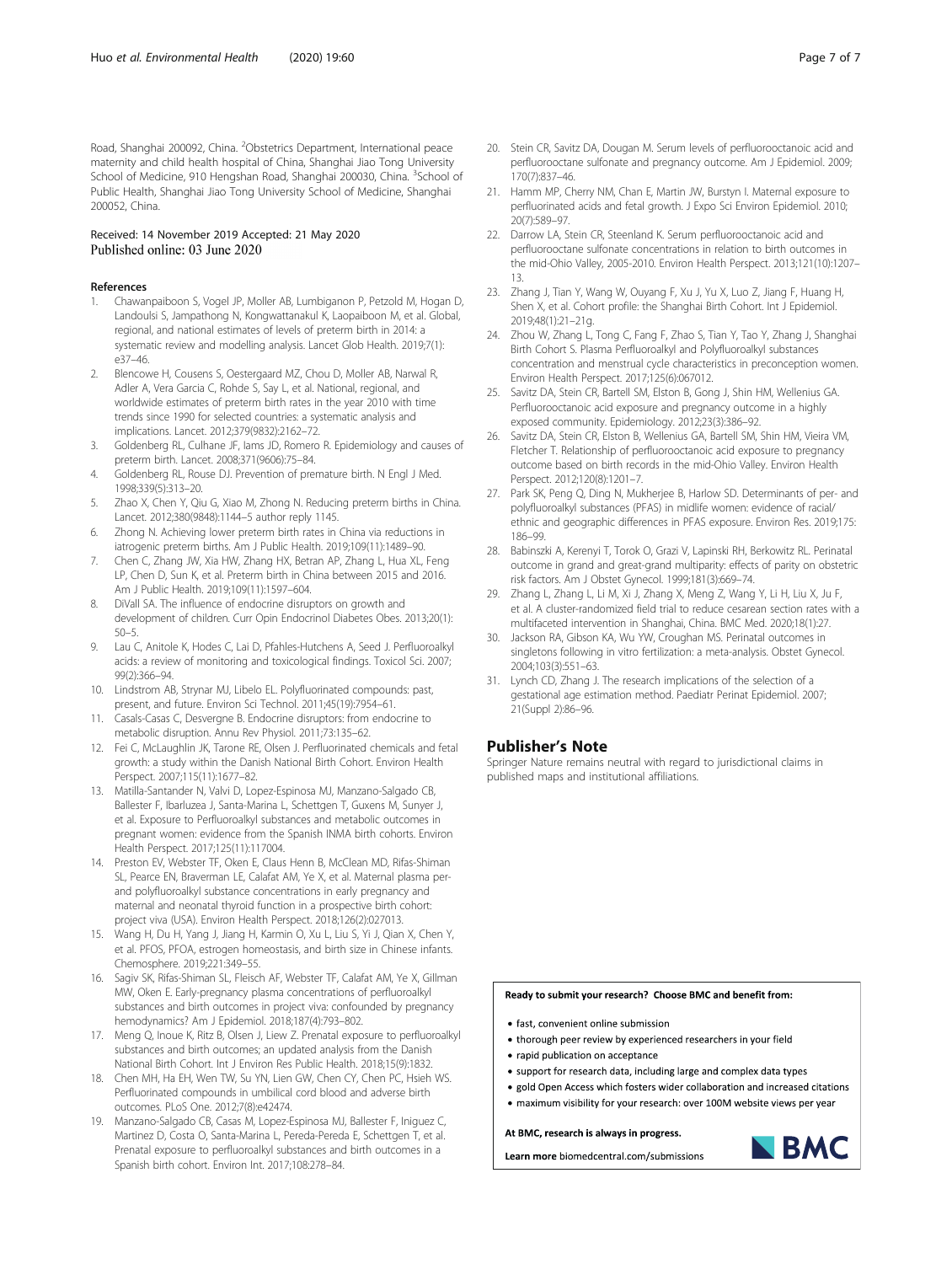Road, Shanghai 200092, China. [2]Obstetrics Department, International peace maternity and child health hospital of China, Shanghai Jiao Tong University School of Medicine, 910 Hengshan Road, Shanghai 200030, China. [3]School of Public Health, Shanghai Jiao Tong University School of Medicine, Shanghai 200052, China.

Received: 14 November 2019 Accepted: 21 May 2020
Published online: 03 June 2020

## References

1. Chawanpaiboon S, Vogel JP, Moller AB, Lumbiganon P, Petzold M, Hogan D, Landoulsi S, Jampathong N, Kongwattanakul K, Laopaiboon M, et al. Global, regional, and national estimates of levels of preterm birth in 2014: a systematic review and modelling analysis. Lancet Glob Health. 2019;7(1):e37–46.
2. Blencowe H, Cousens S, Oestergaard MZ, Chou D, Moller AB, Narwal R, Adler A, Vera Garcia C, Rohde S, Say L, et al. National, regional, and worldwide estimates of preterm birth rates in the year 2010 with time trends since 1990 for selected countries: a systematic analysis and implications. Lancet. 2012;379(9832):2162–72.
3. Goldenberg RL, Culhane JF, Iams JD, Romero R. Epidemiology and causes of preterm birth. Lancet. 2008;371(9606):75–84.
4. Goldenberg RL, Rouse DJ. Prevention of premature birth. N Engl J Med. 1998;339(5):313–20.
5. Zhao X, Chen Y, Qiu G, Xiao M, Zhong N. Reducing preterm births in China. Lancet. 2012;380(9848):1144–5 author reply 1145.
6. Zhong N. Achieving lower preterm birth rates in China via reductions in iatrogenic preterm births. Am J Public Health. 2019;109(11):1489–90.
7. Chen C, Zhang JW, Xia HW, Zhang HX, Betran AP, Zhang L, Hua XL, Feng LP, Chen D, Sun K, et al. Preterm birth in China between 2015 and 2016. Am J Public Health. 2019;109(11):1597–604.
8. DiVall SA. The influence of endocrine disruptors on growth and development of children. Curr Opin Endocrinol Diabetes Obes. 2013;20(1):50–5.
9. Lau C, Anitole K, Hodes C, Lai D, Pfahles-Hutchens A, Seed J. Perfluoroalkyl acids: a review of monitoring and toxicological findings. Toxicol Sci. 2007;99(2):366–94.
10. Lindstrom AB, Strynar MJ, Libelo EL. Polyfluorinated compounds: past, present, and future. Environ Sci Technol. 2011;45(19):7954–61.
11. Casals-Casas C, Desvergne B. Endocrine disruptors: from endocrine to metabolic disruption. Annu Rev Physiol. 2011;73:135–62.
12. Fei C, McLaughlin JK, Tarone RE, Olsen J. Perfluorinated chemicals and fetal growth: a study within the Danish National Birth Cohort. Environ Health Perspect. 2007;115(11):1677–82.
13. Matilla-Santander N, Valvi D, Lopez-Espinosa MJ, Manzano-Salgado CB, Ballester F, Ibarluzea J, Santa-Marina L, Schettgen T, Guxens M, Sunyer J, et al. Exposure to Perfluoroalkyl substances and metabolic outcomes in pregnant women: evidence from the Spanish INMA birth cohorts. Environ Health Perspect. 2017;125(11):117004.
14. Preston EV, Webster TF, Oken E, Claus Henn B, McClean MD, Rifas-Shiman SL, Pearce EN, Braverman LE, Calafat AM, Ye X, et al. Maternal plasma per- and polyfluoroalkyl substance concentrations in early pregnancy and maternal and neonatal thyroid function in a prospective birth cohort: project viva (USA). Environ Health Perspect. 2018;126(2):027013.
15. Wang H, Du H, Yang J, Jiang H, Karmin O, Xu L, Liu S, Yi J, Qian X, Chen Y, et al. PFOS, PFOA, estrogen homeostasis, and birth size in Chinese infants. Chemosphere. 2019;221:349–55.
16. Sagiv SK, Rifas-Shiman SL, Fleisch AF, Webster TF, Calafat AM, Ye X, Gillman MW, Oken E. Early-pregnancy plasma concentrations of perfluoroalkyl substances and birth outcomes in project viva: confounded by pregnancy hemodynamics? Am J Epidemiol. 2018;187(4):793–802.
17. Meng Q, Inoue K, Ritz B, Olsen J, Liew Z. Prenatal exposure to perfluoroalkyl substances and birth outcomes; an updated analysis from the Danish National Birth Cohort. Int J Environ Res Public Health. 2018;15(9):1832.
18. Chen MH, Ha EH, Wen TW, Su YN, Lien GW, Chen CY, Chen PC, Hsieh WS. Perfluorinated compounds in umbilical cord blood and adverse birth outcomes. PLoS One. 2012;7(8):e42474.
19. Manzano-Salgado CB, Casas M, Lopez-Espinosa MJ, Ballester F, Iniguez C, Martinez D, Costa O, Santa-Marina L, Pereda-Pereda E, Schettgen T, et al. Prenatal exposure to perfluoroalkyl substances and birth outcomes in a Spanish birth cohort. Environ Int. 2017;108:278–84.
20. Stein CR, Savitz DA, Dougan M. Serum levels of perfluorooctanoic acid and perfluorooctane sulfonate and pregnancy outcome. Am J Epidemiol. 2009;170(7):837–46.
21. Hamm MP, Cherry NM, Chan E, Martin JW, Burstyn I. Maternal exposure to perfluorinated acids and fetal growth. J Expo Sci Environ Epidemiol. 2010;20(7):589–97.
22. Darrow LA, Stein CR, Steenland K. Serum perfluorooctanoic acid and perfluorooctane sulfonate concentrations in relation to birth outcomes in the mid-Ohio Valley, 2005-2010. Environ Health Perspect. 2013;121(10):1207–13.
23. Zhang J, Tian Y, Wang W, Ouyang F, Xu J, Yu X, Luo Z, Jiang F, Huang H, Shen X, et al. Cohort profile: the Shanghai Birth Cohort. Int J Epidemiol. 2019;48(1):21–21g.
24. Zhou W, Zhang L, Tong C, Fang F, Zhao S, Tian Y, Tao Y, Zhang J, Shanghai Birth Cohort S. Plasma Perfluoroalkyl and Polyfluoroalkyl substances concentration and menstrual cycle characteristics in preconception women. Environ Health Perspect. 2017;125(6):067012.
25. Savitz DA, Stein CR, Bartell SM, Elston B, Gong J, Shin HM, Wellenius GA. Perfluorooctanoic acid exposure and pregnancy outcome in a highly exposed community. Epidemiology. 2012;23(3):386–92.
26. Savitz DA, Stein CR, Elston B, Wellenius GA, Bartell SM, Shin HM, Vieira VM, Fletcher T. Relationship of perfluorooctanoic acid exposure to pregnancy outcome based on birth records in the mid-Ohio Valley. Environ Health Perspect. 2012;120(8):1201–7.
27. Park SK, Peng Q, Ding N, Mukherjee B, Harlow SD. Determinants of per- and polyfluoroalkyl substances (PFAS) in midlife women: evidence of racial/ethnic and geographic differences in PFAS exposure. Environ Res. 2019;175:186–99.
28. Babinszki A, Kerenyi T, Torok O, Grazi V, Lapinski RH, Berkowitz RL. Perinatal outcome in grand and great-grand multiparity: effects of parity on obstetric risk factors. Am J Obstet Gynecol. 1999;181(3):669–74.
29. Zhang L, Zhang L, Li M, Xi J, Zhang X, Meng Z, Wang Y, Li H, Liu X, Ju F, et al. A cluster-randomized field trial to reduce cesarean section rates with a multifaceted intervention in Shanghai, China. BMC Med. 2020;18(1):27.
30. Jackson RA, Gibson KA, Wu YW, Croughan MS. Perinatal outcomes in singletons following in vitro fertilization: a meta-analysis. Obstet Gynecol. 2004;103(3):551–63.
31. Lynch CD, Zhang J. The research implications of the selection of a gestational age estimation method. Paediatr Perinat Epidemiol. 2007;21(Suppl 2):86–96.

## Publisher's Note

Springer Nature remains neutral with regard to jurisdictional claims in published maps and institutional affiliations.

**Ready to submit your research? Choose BMC and benefit from:**

- fast, convenient online submission
- thorough peer review by experienced researchers in your field
- rapid publication on acceptance
- support for research data, including large and complex data types
- gold Open Access which fosters wider collaboration and increased citations
- maximum visibility for your research: over 100M website views per year

**At BMC, research is always in progress.**

**Learn more** biomedcentral.com/submissions

BMC